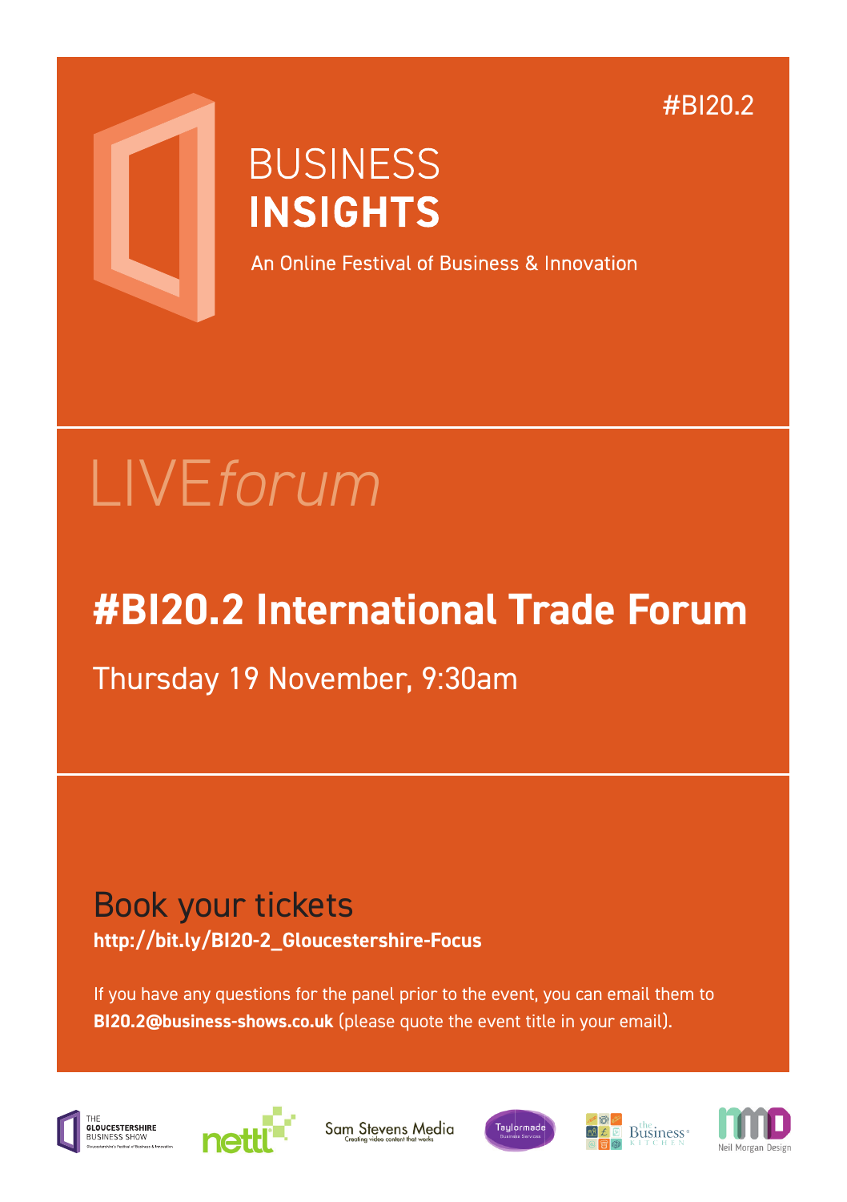#BI20.2

# BUSINESS **INSIGHTS**

An Online Festival of Business & Innovation

LIVE*forum*

## #BI20.2 International Trade Forum

Thursday 19 November, 9:30am

### Book your tickets

**http://bit.ly/BI20-2_Gloucestershire-Focus**

If you have any questions for the panel prior to the event, you can email them to **BI20.2@business-shows.co.uk** (please quote the event title in your email).

THE GLOUCESTERSHIRE BUSINESS SHOW — Gloucestershire's Festival of Business & Innovation

nettl

Sam Stevens Media — Creating video content that works

Taylormade Business Services

the Business Kitchen

Neil Morgan Design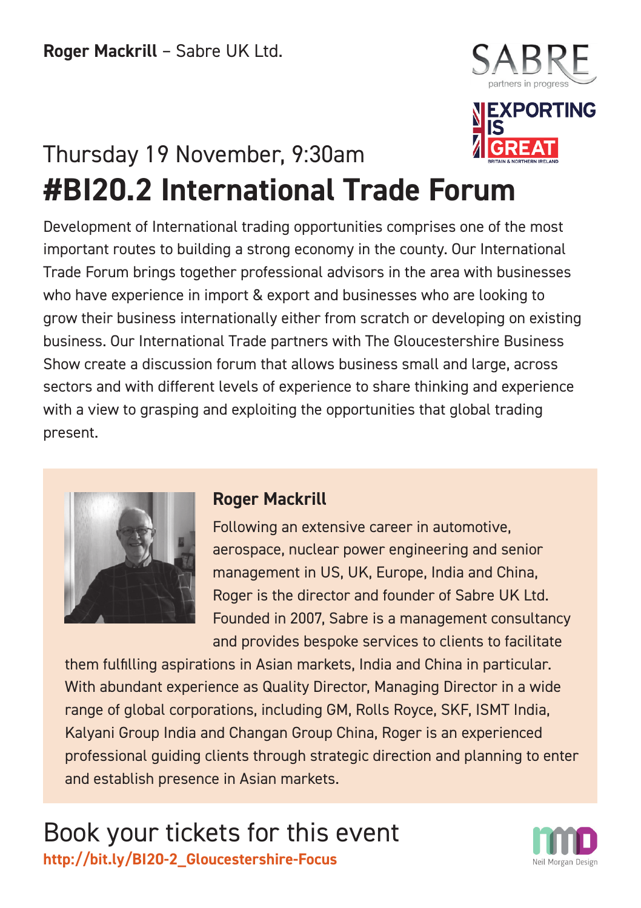**Roger Mackrill** – Sabre UK Ltd.

SABRE
partners in progress

EXPORTING IS GREAT
BRITAIN & NORTHERN IRELAND

## Thursday 19 November, 9:30am

# #BI20.2 International Trade Forum

Development of International trading opportunities comprises one of the most important routes to building a strong economy in the county. Our International Trade Forum brings together professional advisors in the area with businesses who have experience in import & export and businesses who are looking to grow their business internationally either from scratch or developing on existing business. Our International Trade partners with The Gloucestershire Business Show create a discussion forum that allows business small and large, across sectors and with different levels of experience to share thinking and experience with a view to grasping and exploiting the opportunities that global trading present.

### Roger Mackrill

Following an extensive career in automotive, aerospace, nuclear power engineering and senior management in US, UK, Europe, India and China, Roger is the director and founder of Sabre UK Ltd. Founded in 2007, Sabre is a management consultancy and provides bespoke services to clients to facilitate them fulfilling aspirations in Asian markets, India and China in particular. With abundant experience as Quality Director, Managing Director in a wide range of global corporations, including GM, Rolls Royce, SKF, ISMT India, Kalyani Group India and Changan Group China, Roger is an experienced professional guiding clients through strategic direction and planning to enter and establish presence in Asian markets.

## Book your tickets for this event

**http://bit.ly/BI20-2_Gloucestershire-Focus**

Neil Morgan Design